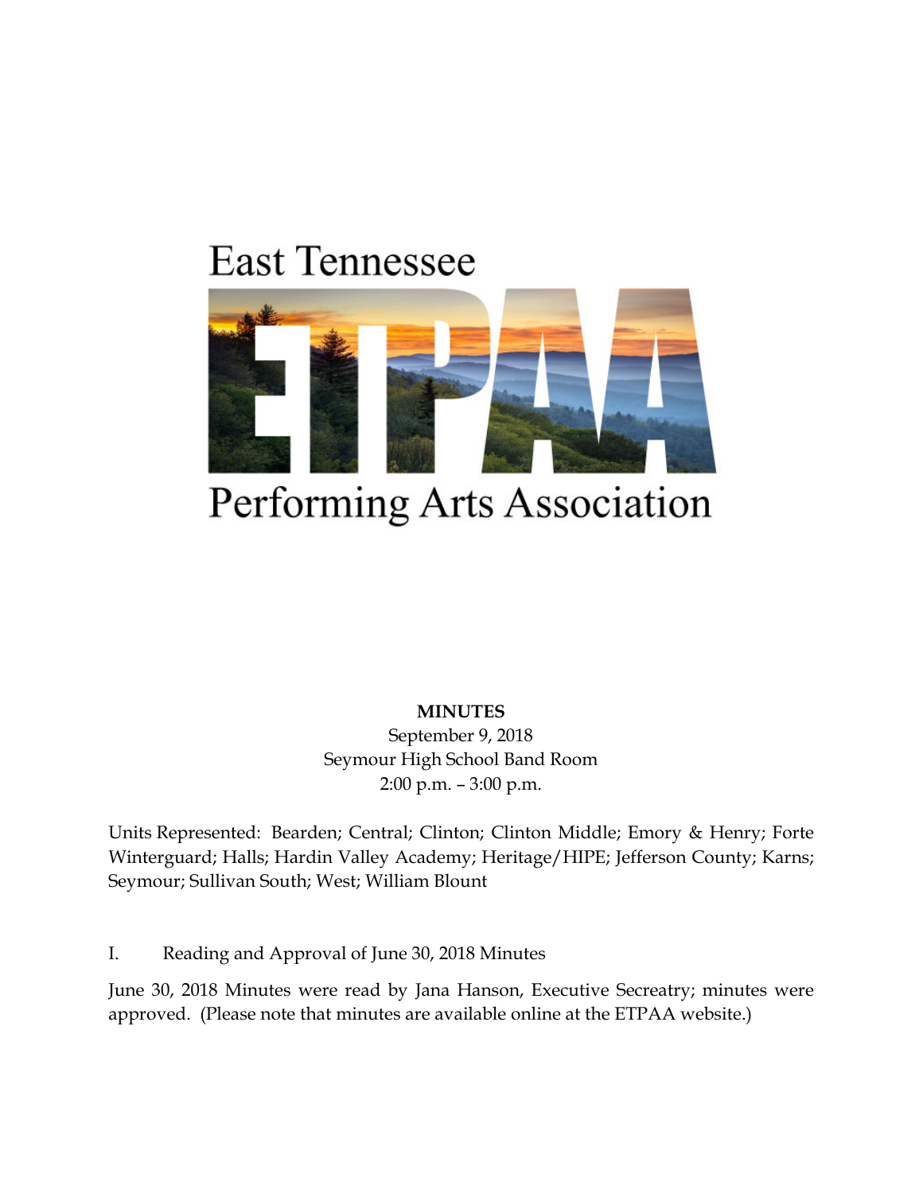East Tennessee

ETPAA

Performing Arts Association

**MINUTES**

September 9, 2018

Seymour High School Band Room

2:00 p.m. – 3:00 p.m.

Units Represented: Bearden; Central; Clinton; Clinton Middle; Emory & Henry; Forte Winterguard; Halls; Hardin Valley Academy; Heritage/HIPE; Jefferson County; Karns; Seymour; Sullivan South; West; William Blount

I. Reading and Approval of June 30, 2018 Minutes

June 30, 2018 Minutes were read by Jana Hanson, Executive Secreatry; minutes were approved. (Please note that minutes are available online at the ETPAA website.)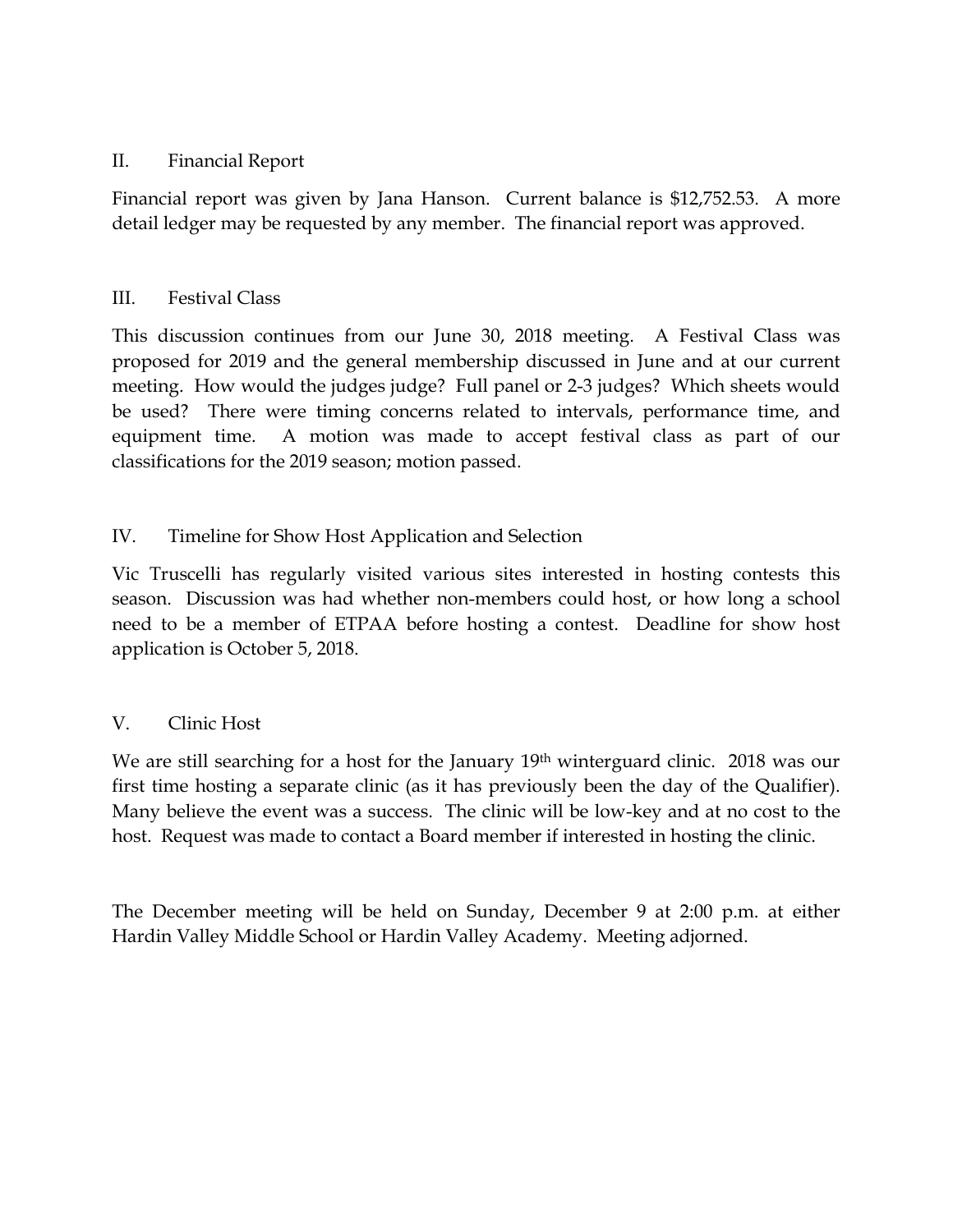## II. Financial Report

Financial report was given by Jana Hanson. Current balance is $12,752.53. A more detail ledger may be requested by any member. The financial report was approved.

## III. Festival Class

This discussion continues from our June 30, 2018 meeting. A Festival Class was proposed for 2019 and the general membership discussed in June and at our current meeting. How would the judges judge? Full panel or 2-3 judges? Which sheets would be used? There were timing concerns related to intervals, performance time, and equipment time. A motion was made to accept festival class as part of our classifications for the 2019 season; motion passed.

## IV. Timeline for Show Host Application and Selection

Vic Truscelli has regularly visited various sites interested in hosting contests this season. Discussion was had whether non-members could host, or how long a school need to be a member of ETPAA before hosting a contest. Deadline for show host application is October 5, 2018.

## V. Clinic Host

We are still searching for a host for the January 19th winterguard clinic. 2018 was our first time hosting a separate clinic (as it has previously been the day of the Qualifier). Many believe the event was a success. The clinic will be low-key and at no cost to the host. Request was made to contact a Board member if interested in hosting the clinic.

The December meeting will be held on Sunday, December 9 at 2:00 p.m. at either Hardin Valley Middle School or Hardin Valley Academy. Meeting adjorned.